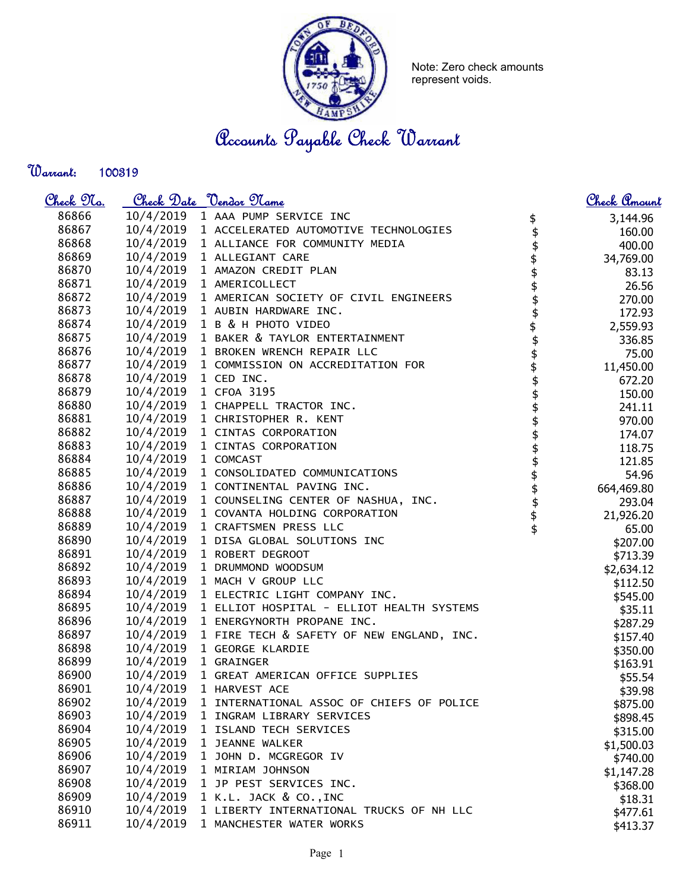Note: Zero check amounts represent voids.

# Accounts Payable Check Warrant

**Warrant:** 100319

| Check No. | Check Date | Vendor Name | Check Amount |
|---|---|---|---|
| 86866 | 10/4/2019 | 1 AAA PUMP SERVICE INC | $ 3,144.96 |
| 86867 | 10/4/2019 | 1 ACCELERATED AUTOMOTIVE TECHNOLOGIES | $ 160.00 |
| 86868 | 10/4/2019 | 1 ALLIANCE FOR COMMUNITY MEDIA | $ 400.00 |
| 86869 | 10/4/2019 | 1 ALLEGIANT CARE | $ 34,769.00 |
| 86870 | 10/4/2019 | 1 AMAZON CREDIT PLAN | $ 83.13 |
| 86871 | 10/4/2019 | 1 AMERICOLLECT | $ 26.56 |
| 86872 | 10/4/2019 | 1 AMERICAN SOCIETY OF CIVIL ENGINEERS | $ 270.00 |
| 86873 | 10/4/2019 | 1 AUBIN HARDWARE INC. | $ 172.93 |
| 86874 | 10/4/2019 | 1 B & H PHOTO VIDEO | $ 2,559.93 |
| 86875 | 10/4/2019 | 1 BAKER & TAYLOR ENTERTAINMENT | $ 336.85 |
| 86876 | 10/4/2019 | 1 BROKEN WRENCH REPAIR LLC | $ 75.00 |
| 86877 | 10/4/2019 | 1 COMMISSION ON ACCREDITATION FOR | $ 11,450.00 |
| 86878 | 10/4/2019 | 1 CED INC. | $ 672.20 |
| 86879 | 10/4/2019 | 1 CFOA 3195 | $ 150.00 |
| 86880 | 10/4/2019 | 1 CHAPPELL TRACTOR INC. | $ 241.11 |
| 86881 | 10/4/2019 | 1 CHRISTOPHER R. KENT | $ 970.00 |
| 86882 | 10/4/2019 | 1 CINTAS CORPORATION | $ 174.07 |
| 86883 | 10/4/2019 | 1 CINTAS CORPORATION | $ 118.75 |
| 86884 | 10/4/2019 | 1 COMCAST | $ 121.85 |
| 86885 | 10/4/2019 | 1 CONSOLIDATED COMMUNICATIONS | $ 54.96 |
| 86886 | 10/4/2019 | 1 CONTINENTAL PAVING INC. | $ 664,469.80 |
| 86887 | 10/4/2019 | 1 COUNSELING CENTER OF NASHUA, INC. | $ 293.04 |
| 86888 | 10/4/2019 | 1 COVANTA HOLDING CORPORATION | $ 21,926.20 |
| 86889 | 10/4/2019 | 1 CRAFTSMEN PRESS LLC | $ 65.00 |
| 86890 | 10/4/2019 | 1 DISA GLOBAL SOLUTIONS INC | $207.00 |
| 86891 | 10/4/2019 | 1 ROBERT DEGROOT | $713.39 |
| 86892 | 10/4/2019 | 1 DRUMMOND WOODSUM | $2,634.12 |
| 86893 | 10/4/2019 | 1 MACH V GROUP LLC | $112.50 |
| 86894 | 10/4/2019 | 1 ELECTRIC LIGHT COMPANY INC. | $545.00 |
| 86895 | 10/4/2019 | 1 ELLIOT HOSPITAL - ELLIOT HEALTH SYSTEMS | $35.11 |
| 86896 | 10/4/2019 | 1 ENERGYNORTH PROPANE INC. | $287.29 |
| 86897 | 10/4/2019 | 1 FIRE TECH & SAFETY OF NEW ENGLAND, INC. | $157.40 |
| 86898 | 10/4/2019 | 1 GEORGE KLARDIE | $350.00 |
| 86899 | 10/4/2019 | 1 GRAINGER | $163.91 |
| 86900 | 10/4/2019 | 1 GREAT AMERICAN OFFICE SUPPLIES | $55.54 |
| 86901 | 10/4/2019 | 1 HARVEST ACE | $39.98 |
| 86902 | 10/4/2019 | 1 INTERNATIONAL ASSOC OF CHIEFS OF POLICE | $875.00 |
| 86903 | 10/4/2019 | 1 INGRAM LIBRARY SERVICES | $898.45 |
| 86904 | 10/4/2019 | 1 ISLAND TECH SERVICES | $315.00 |
| 86905 | 10/4/2019 | 1 JEANNE WALKER | $1,500.03 |
| 86906 | 10/4/2019 | 1 JOHN D. MCGREGOR IV | $740.00 |
| 86907 | 10/4/2019 | 1 MIRIAM JOHNSON | $1,147.28 |
| 86908 | 10/4/2019 | 1 JP PEST SERVICES INC. | $368.00 |
| 86909 | 10/4/2019 | 1 K.L. JACK & CO.,INC | $18.31 |
| 86910 | 10/4/2019 | 1 LIBERTY INTERNATIONAL TRUCKS OF NH LLC | $477.61 |
| 86911 | 10/4/2019 | 1 MANCHESTER WATER WORKS | $413.37 |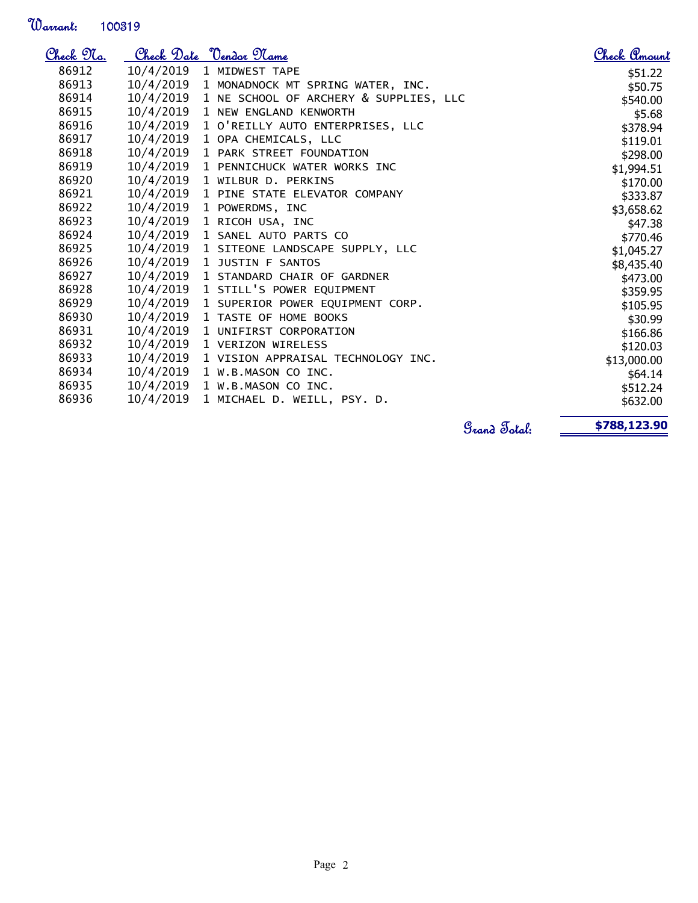Warrant: 100319

| Check No. | Check Date | Vendor Name | Check Amount |
|---|---|---|---|
| 86912 | 10/4/2019 | 1 MIDWEST TAPE | $51.22 |
| 86913 | 10/4/2019 | 1 MONADNOCK MT SPRING WATER, INC. | $50.75 |
| 86914 | 10/4/2019 | 1 NE SCHOOL OF ARCHERY & SUPPLIES, LLC | $540.00 |
| 86915 | 10/4/2019 | 1 NEW ENGLAND KENWORTH | $5.68 |
| 86916 | 10/4/2019 | 1 O'REILLY AUTO ENTERPRISES, LLC | $378.94 |
| 86917 | 10/4/2019 | 1 OPA CHEMICALS, LLC | $119.01 |
| 86918 | 10/4/2019 | 1 PARK STREET FOUNDATION | $298.00 |
| 86919 | 10/4/2019 | 1 PENNICHUCK WATER WORKS INC | $1,994.51 |
| 86920 | 10/4/2019 | 1 WILBUR D. PERKINS | $170.00 |
| 86921 | 10/4/2019 | 1 PINE STATE ELEVATOR COMPANY | $333.87 |
| 86922 | 10/4/2019 | 1 POWERDMS, INC | $3,658.62 |
| 86923 | 10/4/2019 | 1 RICOH USA, INC | $47.38 |
| 86924 | 10/4/2019 | 1 SANEL AUTO PARTS CO | $770.46 |
| 86925 | 10/4/2019 | 1 SITEONE LANDSCAPE SUPPLY, LLC | $1,045.27 |
| 86926 | 10/4/2019 | 1 JUSTIN F SANTOS | $8,435.40 |
| 86927 | 10/4/2019 | 1 STANDARD CHAIR OF GARDNER | $473.00 |
| 86928 | 10/4/2019 | 1 STILL'S POWER EQUIPMENT | $359.95 |
| 86929 | 10/4/2019 | 1 SUPERIOR POWER EQUIPMENT CORP. | $105.95 |
| 86930 | 10/4/2019 | 1 TASTE OF HOME BOOKS | $30.99 |
| 86931 | 10/4/2019 | 1 UNIFIRST CORPORATION | $166.86 |
| 86932 | 10/4/2019 | 1 VERIZON WIRELESS | $120.03 |
| 86933 | 10/4/2019 | 1 VISION APPRAISAL TECHNOLOGY INC. | $13,000.00 |
| 86934 | 10/4/2019 | 1 W.B.MASON CO INC. | $64.14 |
| 86935 | 10/4/2019 | 1 W.B.MASON CO INC. | $512.24 |
| 86936 | 10/4/2019 | 1 MICHAEL D. WEILL, PSY. D. | $632.00 |
| | | **Grand Total:** | **$788,123.90** |